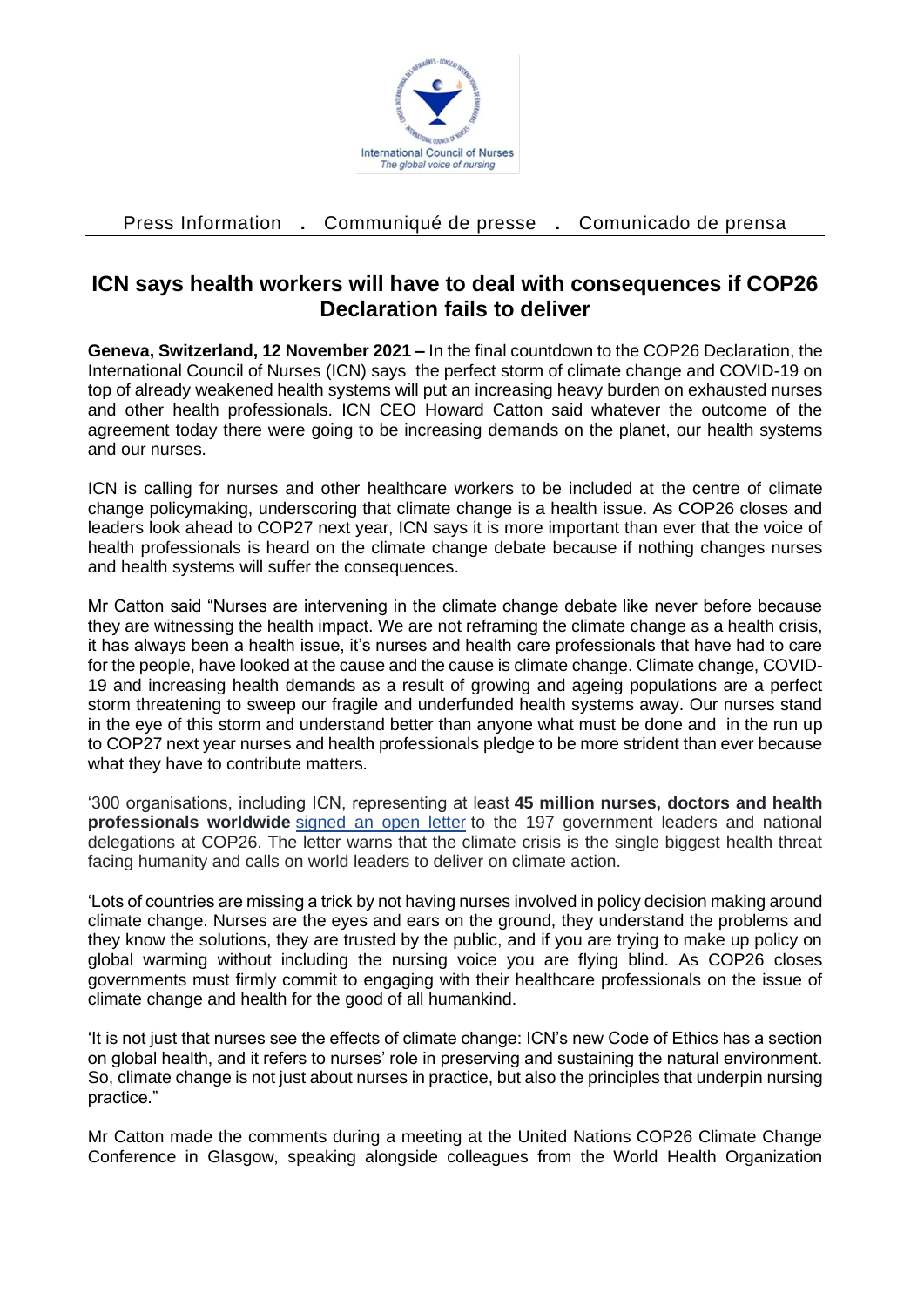Press Information . Communiqué de presse . Comunicado de prensa

# ICN says health workers will have to deal with consequences if COP26 Declaration fails to deliver

**Geneva, Switzerland, 12 November 2021 –** In the final countdown to the COP26 Declaration, the International Council of Nurses (ICN) says the perfect storm of climate change and COVID-19 on top of already weakened health systems will put an increasing heavy burden on exhausted nurses and other health professionals. ICN CEO Howard Catton said whatever the outcome of the agreement today there were going to be increasing demands on the planet, our health systems and our nurses.

ICN is calling for nurses and other healthcare workers to be included at the centre of climate change policymaking, underscoring that climate change is a health issue. As COP26 closes and leaders look ahead to COP27 next year, ICN says it is more important than ever that the voice of health professionals is heard on the climate change debate because if nothing changes nurses and health systems will suffer the consequences.

Mr Catton said "Nurses are intervening in the climate change debate like never before because they are witnessing the health impact. We are not reframing the climate change as a health crisis, it has always been a health issue, it's nurses and health care professionals that have had to care for the people, have looked at the cause and the cause is climate change. Climate change, COVID-19 and increasing health demands as a result of growing and ageing populations are a perfect storm threatening to sweep our fragile and underfunded health systems away. Our nurses stand in the eye of this storm and understand better than anyone what must be done and in the run up to COP27 next year nurses and health professionals pledge to be more strident than ever because what they have to contribute matters.

'300 organisations, including ICN, representing at least **45 million nurses, doctors and health professionals worldwide** signed an open letter to the 197 government leaders and national delegations at COP26. The letter warns that the climate crisis is the single biggest health threat facing humanity and calls on world leaders to deliver on climate action.

'Lots of countries are missing a trick by not having nurses involved in policy decision making around climate change. Nurses are the eyes and ears on the ground, they understand the problems and they know the solutions, they are trusted by the public, and if you are trying to make up policy on global warming without including the nursing voice you are flying blind. As COP26 closes governments must firmly commit to engaging with their healthcare professionals on the issue of climate change and health for the good of all humankind.

'It is not just that nurses see the effects of climate change: ICN's new Code of Ethics has a section on global health, and it refers to nurses' role in preserving and sustaining the natural environment. So, climate change is not just about nurses in practice, but also the principles that underpin nursing practice."

Mr Catton made the comments during a meeting at the United Nations COP26 Climate Change Conference in Glasgow, speaking alongside colleagues from the World Health Organization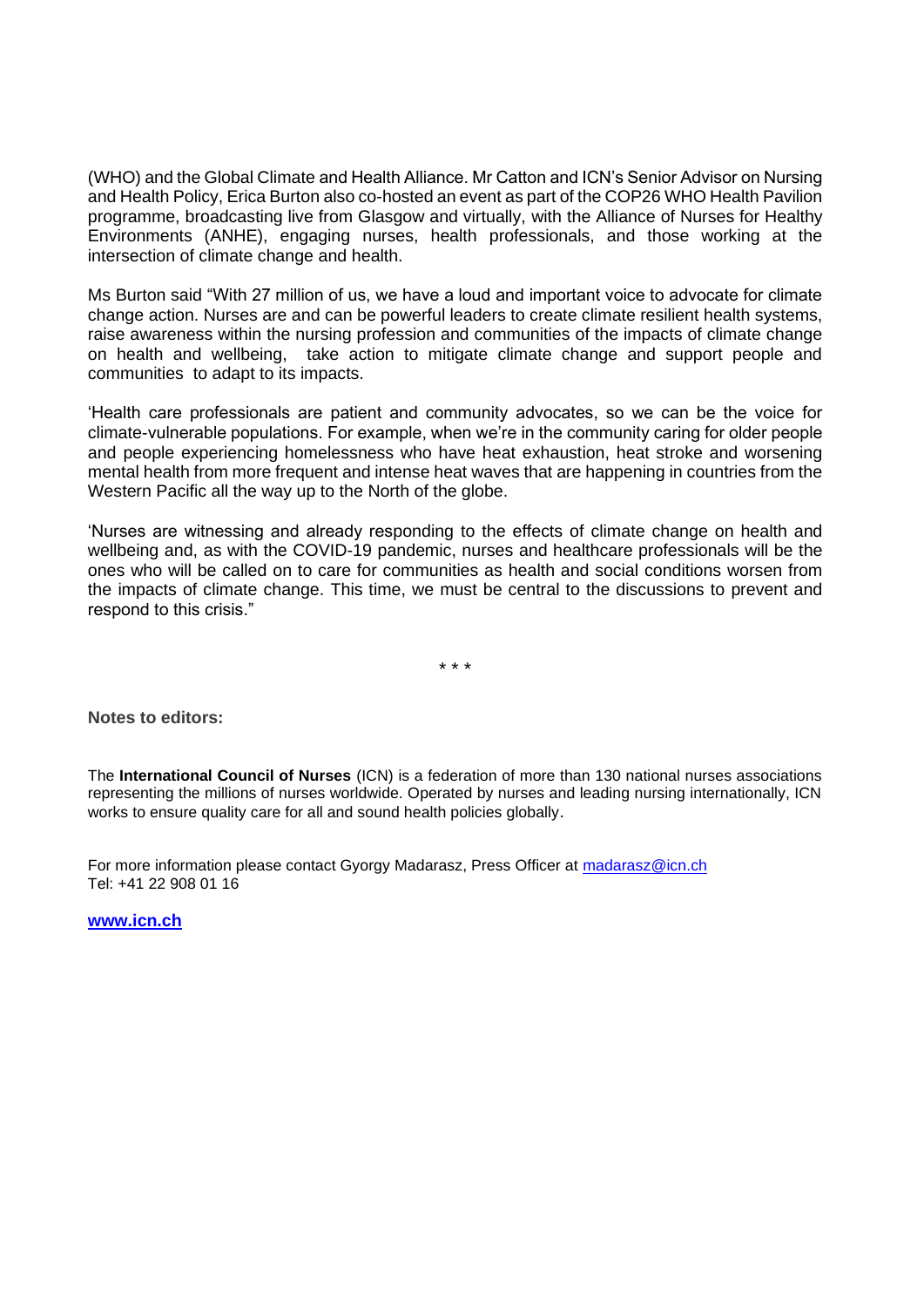(WHO) and the Global Climate and Health Alliance. Mr Catton and ICN's Senior Advisor on Nursing and Health Policy, Erica Burton also co-hosted an event as part of the COP26 WHO Health Pavilion programme, broadcasting live from Glasgow and virtually, with the Alliance of Nurses for Healthy Environments (ANHE), engaging nurses, health professionals, and those working at the intersection of climate change and health.

Ms Burton said "With 27 million of us, we have a loud and important voice to advocate for climate change action. Nurses are and can be powerful leaders to create climate resilient health systems, raise awareness within the nursing profession and communities of the impacts of climate change on health and wellbeing, take action to mitigate climate change and support people and communities to adapt to its impacts.

'Health care professionals are patient and community advocates, so we can be the voice for climate-vulnerable populations. For example, when we're in the community caring for older people and people experiencing homelessness who have heat exhaustion, heat stroke and worsening mental health from more frequent and intense heat waves that are happening in countries from the Western Pacific all the way up to the North of the globe.

'Nurses are witnessing and already responding to the effects of climate change on health and wellbeing and, as with the COVID-19 pandemic, nurses and healthcare professionals will be the ones who will be called on to care for communities as health and social conditions worsen from the impacts of climate change. This time, we must be central to the discussions to prevent and respond to this crisis."

\* \* \*

**Notes to editors:**

The **International Council of Nurses** (ICN) is a federation of more than 130 national nurses associations representing the millions of nurses worldwide. Operated by nurses and leading nursing internationally, ICN works to ensure quality care for all and sound health policies globally.

For more information please contact Gyorgy Madarasz, Press Officer at madarasz@icn.ch
Tel: +41 22 908 01 16

**www.icn.ch**